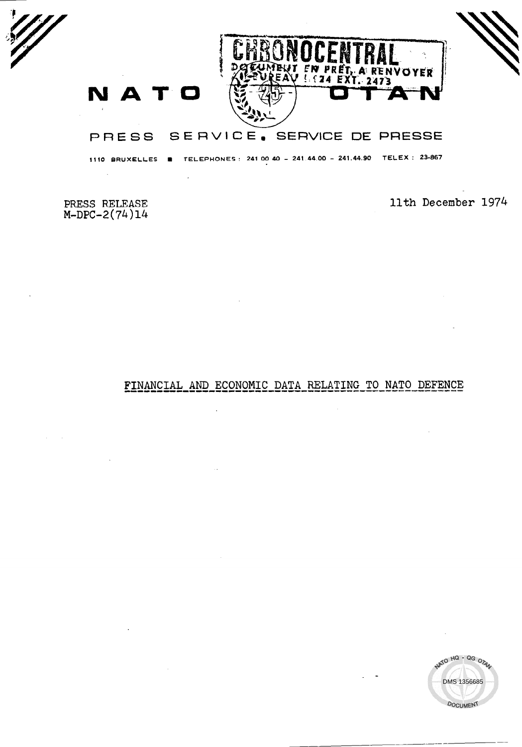CHRONOCENTRAL
DOCUMENT EN PRÊT, A RENVOYER
BUREAU I.124 EXT. 2473

NATO OTAN

PRESS SERVICE. SERVICE DE PRESSE

1110 BRUXELLES ■ TELEPHONES: 241 00 40 - 241 44 00 - 241.44.90 TELEX: 23-867

PRESS RELEASE
M-DPC-2(74)14

11th December 1974

## FINANCIAL AND ECONOMIC DATA RELATING TO NATO DEFENCE

DMS 1356685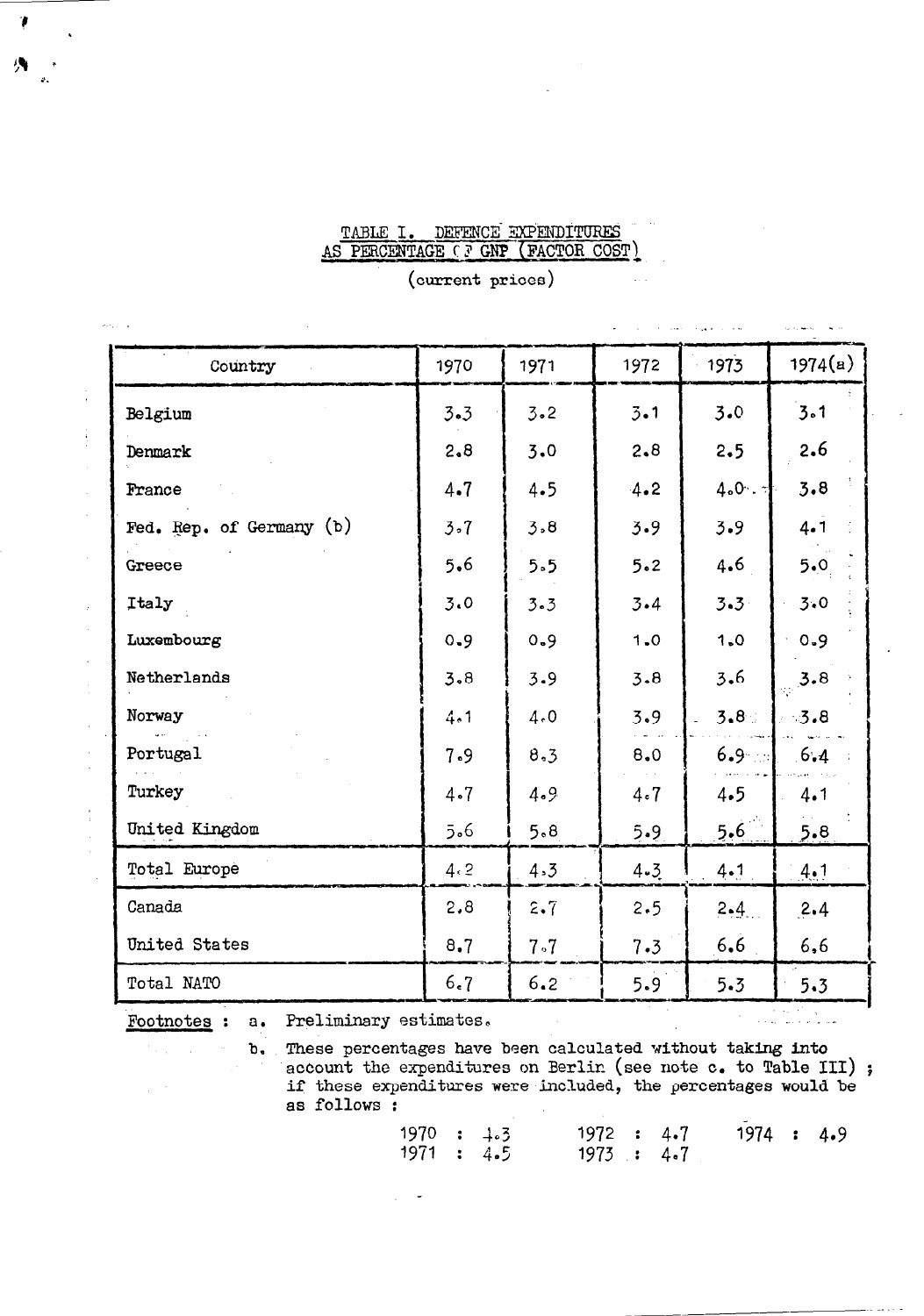## TABLE I. DEFENCE EXPENDITURES AS PERCENTAGE OF GNP (FACTOR COST)

(current prices)

| Country | 1970 | 1971 | 1972 | 1973 | 1974(a) |
|---|---|---|---|---|---|
| Belgium | 3.3 | 3.2 | 3.1 | 3.0 | 3.1 |
| Denmark | 2.8 | 3.0 | 2.8 | 2.5 | 2.6 |
| France | 4.7 | 4.5 | 4.2 | 4.0 | 3.8 |
| Fed. Rep. of Germany (b) | 3.7 | 3.8 | 3.9 | 3.9 | 4.1 |
| Greece | 5.6 | 5.5 | 5.2 | 4.6 | 5.0 |
| Italy | 3.0 | 3.3 | 3.4 | 3.3 | 3.0 |
| Luxembourg | 0.9 | 0.9 | 1.0 | 1.0 | 0.9 |
| Netherlands | 3.8 | 3.9 | 3.8 | 3.6 | 3.8 |
| Norway | 4.1 | 4.0 | 3.9 | 3.8 | 3.8 |
| Portugal | 7.9 | 8.3 | 8.0 | 6.9 | 6.4 |
| Turkey | 4.7 | 4.9 | 4.7 | 4.5 | 4.1 |
| United Kingdom | 5.6 | 5.8 | 5.9 | 5.6 | 5.8 |
| Total Europe | 4.2 | 4.3 | 4.3 | 4.1 | 4.1 |
| Canada | 2.8 | 2.7 | 2.5 | 2.4 | 2.4 |
| United States | 8.7 | 7.7 | 7.3 | 6.6 | 6.6 |
| Total NATO | 6.7 | 6.2 | 5.9 | 5.3 | 5.3 |

Footnotes :

a. Preliminary estimates.

b. These percentages have been calculated without taking into account the expenditures on Berlin (see note c. to Table III) ; if these expenditures were included, the percentages would be as follows :

1970 : 4.3 1972 : 4.7 1974 : 4.9
1971 : 4.5 1973 : 4.7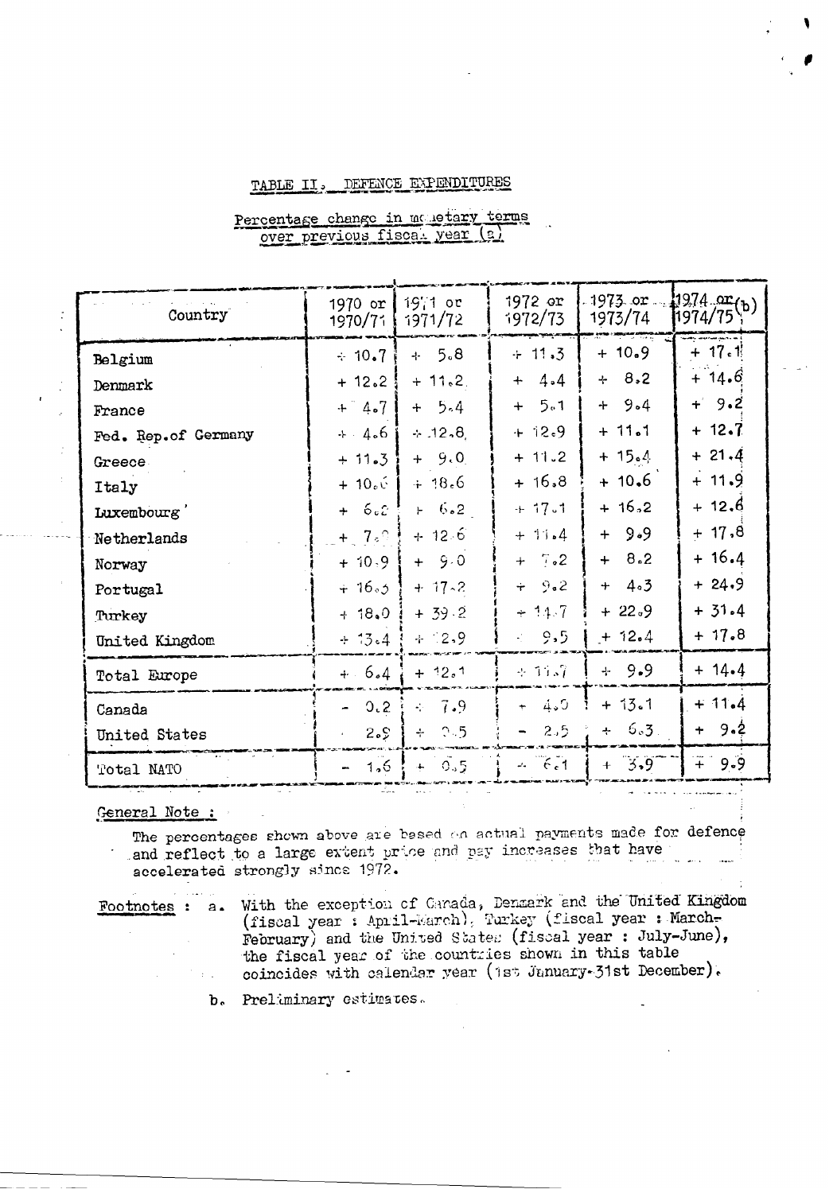## TABLE II. DEFENCE EXPENDITURES

Percentage change in monetary terms over previous fiscal year (a)

| Country | 1970 or 1970/71 | 1971 or 1971/72 | 1972 or 1972/73 | 1973 or 1973/74 | 1974 or 1974/75 (b) |
|---|---|---|---|---|---|
| Belgium | + 10.7 | + 5.8 | + 11.3 | + 10.9 | + 17.1 |
| Denmark | + 12.2 | + 11.2 | + 4.4 | + 8.2 | + 14.6 |
| France | + 4.7 | + 5.4 | + 5.1 | + 9.4 | + 9.2 |
| Fed. Rep. of Germany | + 4.6 | + 12.8 | + 12.9 | + 11.1 | + 12.7 |
| Greece | + 11.3 | + 9.0 | + 11.2 | + 15.4 | + 21.4 |
| Italy | + 10.6 | + 18.6 | + 16.8 | + 10.6 | + 11.9 |
| Luxembourg | + 6.2 | + 6.2 | + 17.1 | + 16.2 | + 12.6 |
| Netherlands | + 7.0 | + 12.6 | + 11.4 | + 9.9 | + 17.8 |
| Norway | + 10.9 | + 9.0 | + 7.2 | + 8.2 | + 16.4 |
| Portugal | + 16.5 | + 17.2 | + 9.2 | + 4.3 | + 24.9 |
| Turkey | + 18.0 | + 39.2 | + 14.7 | + 22.9 | + 31.4 |
| United Kingdom | + 13.4 | + 12.9 | + 9.5 | + 12.4 | + 17.8 |
| Total Europe | + 6.4 | + 12.1 | + 11.7 | + 9.9 | + 14.4 |
| Canada | - 0.2 | + 7.9 | + 4.0 | + 13.1 | + 11.4 |
| United States | - 2.9 | + 0.5 | - 2.5 | + 6.3 | + 9.2 |
| Total NATO | - 1.6 | + 0.5 | + 6.1 | + 3.9 | + 9.9 |

**General Note :**

The percentages shown above are based on actual payments made for defence and reflect to a large extent price and pay increases that have accelerated strongly since 1972.

Footnotes : a. With the exception of Canada, Denmark and the United Kingdom (fiscal year : April-March), Turkey (fiscal year : March-February) and the United States (fiscal year : July-June), the fiscal year of the countries shown in this table coincides with calendar year (1st January-31st December).

b. Preliminary estimates.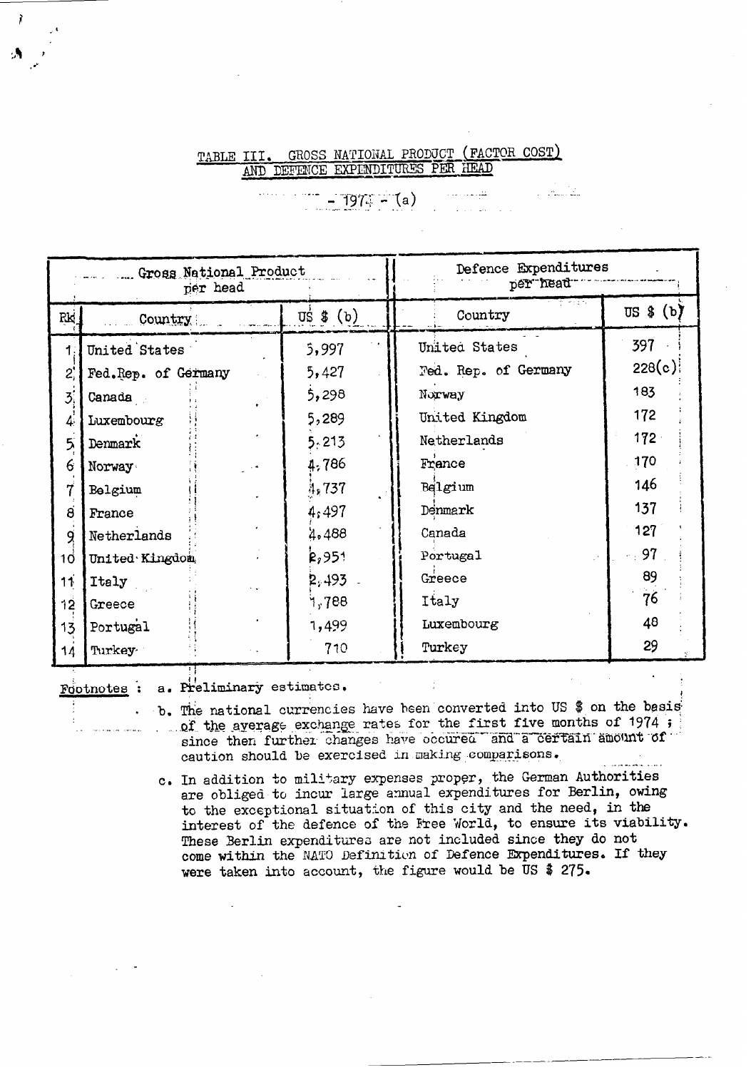# TABLE III. GROSS NATIONAL PRODUCT (FACTOR COST) AND DEFENCE EXPENDITURES PER HEAD

**- 1974 - (a)**

| Gross National Product per head | | | Defence Expenditures per head | |
|---|---|---|---|---|
| Rk | Country | US $ (b) | Country | US $ (b) |
| 1 | United States | 5,997 | United States | 397 |
| 2 | Fed.Rep. of Germany | 5,427 | Fed. Rep. of Germany | 228(c) |
| 3 | Canada | 5,298 | Norway | 183 |
| 4 | Luxembourg | 5,289 | United Kingdom | 172 |
| 5 | Denmark | 5,213 | Netherlands | 172 |
| 6 | Norway | 4,786 | France | 170 |
| 7 | Belgium | 4,737 | Belgium | 146 |
| 8 | France | 4,497 | Denmark | 137 |
| 9 | Netherlands | 4,488 | Canada | 127 |
| 10 | United Kingdom | 2,951 | Portugal | 97 |
| 11 | Italy | 2,493 | Greece | 89 |
| 12 | Greece | 1,788 | Italy | 76 |
| 13 | Portugal | 1,499 | Luxembourg | 48 |
| 14 | Turkey | 710 | Turkey | 29 |

Footnotes :

a. Preliminary estimates.

b. The national currencies have been converted into US $ on the basis of the average exchange rates for the first five months of 1974 ; since then further changes have occured and a certain amount of caution should be exercised in making comparisons.

c. In addition to military expenses proper, the German Authorities are obliged to incur large annual expenditures for Berlin, owing to the exceptional situation of this city and the need, in the interest of the defence of the Free World, to ensure its viability. These Berlin expenditures are not included since they do not come within the NATO Definition of Defence Expenditures. If they were taken into account, the figure would be US $ 275.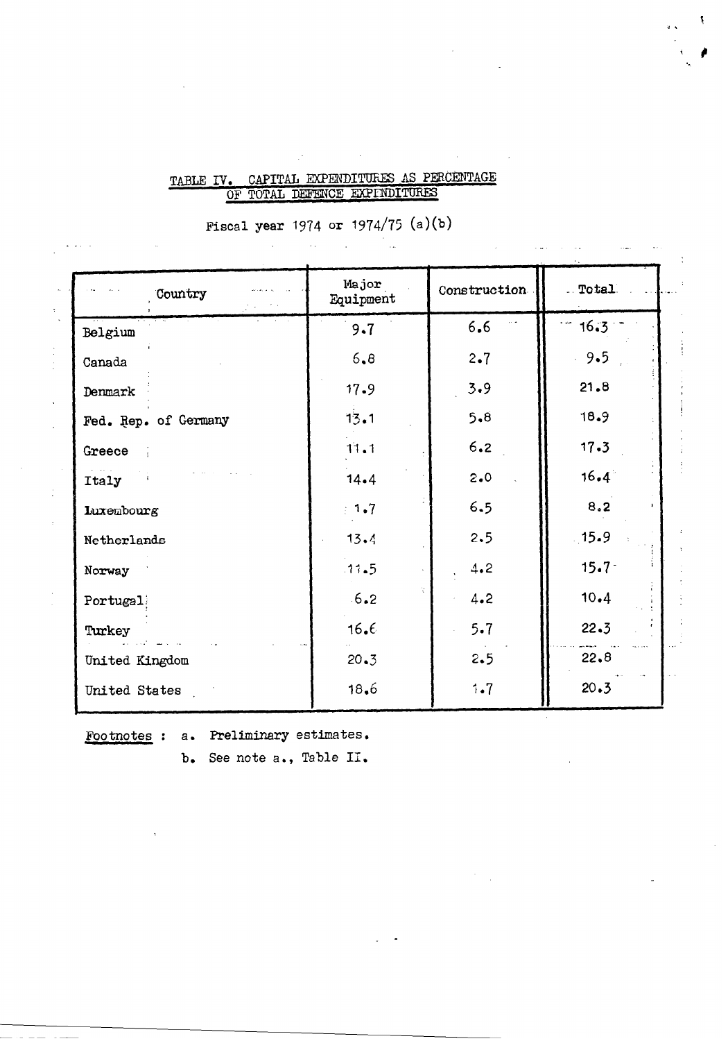## TABLE IV. CAPITAL EXPENDITURES AS PERCENTAGE OF TOTAL DEFENCE EXPENDITURES

Fiscal year 1974 or 1974/75 (a)(b)

| Country | Major Equipment | Construction | Total |
|---|---|---|---|
| Belgium | 9.7 | 6.6 | 16.3 |
| Canada | 6.8 | 2.7 | 9.5 |
| Denmark | 17.9 | 3.9 | 21.8 |
| Fed. Rep. of Germany | 13.1 | 5.8 | 18.9 |
| Greece | 11.1 | 6.2 | 17.3 |
| Italy | 14.4 | 2.0 | 16.4 |
| Luxembourg | 1.7 | 6.5 | 8.2 |
| Netherlands | 13.4 | 2.5 | 15.9 |
| Norway | 11.5 | 4.2 | 15.7 |
| Portugal | 6.2 | 4.2 | 10.4 |
| Turkey | 16.6 | 5.7 | 22.3 |
| United Kingdom | 20.3 | 2.5 | 22.8 |
| United States | 18.6 | 1.7 | 20.3 |

Footnotes : a. Preliminary estimates.

b. See note a., Table II.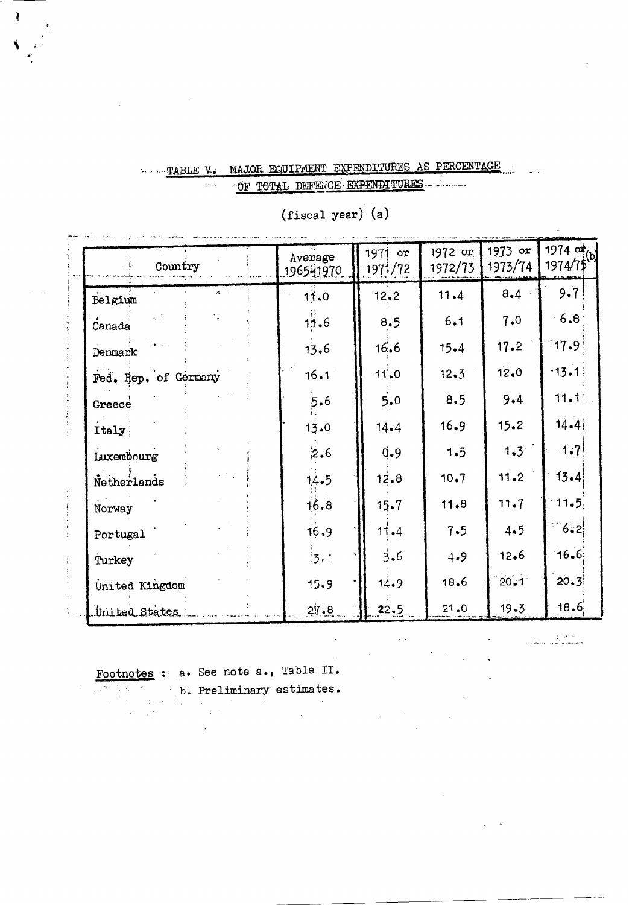## TABLE V. MAJOR EQUIPMENT EXPENDITURES AS PERCENTAGE OF TOTAL DEFENCE EXPENDITURES

(fiscal year) (a)

| Country | Average 1965-1970 | 1971 or 1971/72 | 1972 or 1972/73 | 1973 or 1973/74 | 1974 or 1974/75 (b) |
|---|---|---|---|---|---|
| Belgium | 11.0 | 12.2 | 11.4 | 8.4 | 9.7 |
| Canada | 11.6 | 8.5 | 6.1 | 7.0 | 6.8 |
| Denmark | 13.6 | 16.6 | 15.4 | 17.2 | 17.9 |
| Fed. Rep. of Germany | 16.1 | 11.0 | 12.3 | 12.0 | 13.1 |
| Greece | 5.6 | 5.0 | 8.5 | 9.4 | 11.1 |
| Italy | 13.0 | 14.4 | 16.9 | 15.2 | 14.4 |
| Luxembourg | 2.6 | 0.9 | 1.5 | 1.3 | 1.7 |
| Netherlands | 14.5 | 12.8 | 10.7 | 11.2 | 13.4 |
| Norway | 16.8 | 15.7 | 11.8 | 11.7 | 11.5 |
| Portugal | 16.9 | 11.4 | 7.5 | 4.5 | 6.2 |
| Turkey | 3.1 | 3.6 | 4.9 | 12.6 | 16.6 |
| United Kingdom | 15.9 | 14.9 | 18.6 | 20.1 | 20.3 |
| United States | 27.8 | 22.5 | 21.0 | 19.3 | 18.6 |

Footnotes : a. See note a., Table II.

b. Preliminary estimates.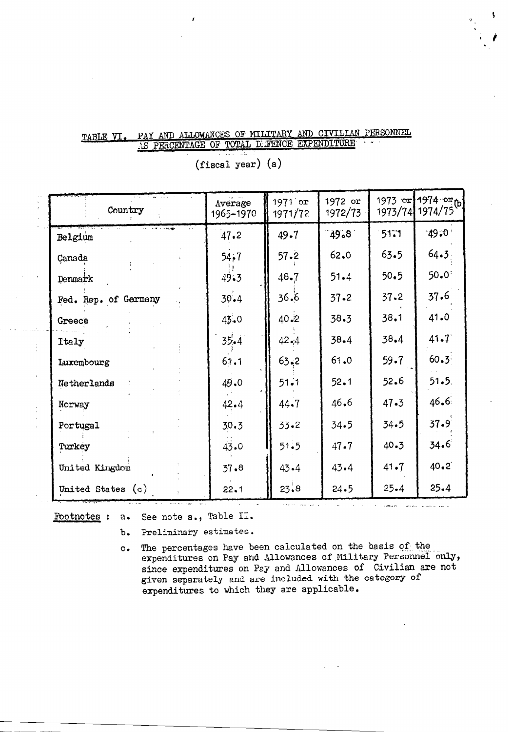## TABLE VI. PAY AND ALLOWANCES OF MILITARY AND CIVILIAN PERSONNEL AS PERCENTAGE OF TOTAL DEFENCE EXPENDITURE

(fiscal year) (a)

| Country | Average 1965-1970 | 1971 or 1971/72 | 1972 or 1972/73 | 1973 or 1973/74 | 1974 or 1974/75 (b) |
|---|---|---|---|---|---|
| Belgium | 47.2 | 49.7 | 49.8 | 51.1 | 49.0 |
| Canada | 54.7 | 57.2 | 62.0 | 63.5 | 64.3 |
| Denmark | 49.3 | 48.7 | 51.4 | 50.5 | 50.0 |
| Fed. Rep. of Germany | 30.4 | 36.6 | 37.2 | 37.2 | 37.6 |
| Greece | 45.0 | 40.2 | 38.3 | 38.1 | 41.0 |
| Italy | 35.4 | 42.4 | 38.4 | 38.4 | 41.7 |
| Luxembourg | 61.1 | 63.2 | 61.0 | 59.7 | 60.3 |
| Netherlands | 49.0 | 51.1 | 52.1 | 52.6 | 51.5 |
| Norway | 42.4 | 44.7 | 46.6 | 47.3 | 46.6 |
| Portugal | 30.3 | 33.2 | 34.5 | 34.5 | 37.9 |
| Turkey | 43.0 | 51.5 | 47.7 | 40.3 | 34.6 |
| United Kingdom | 37.8 | 43.4 | 43.4 | 41.7 | 40.2 |
| United States (c) | 22.1 | 23.8 | 24.5 | 25.4 | 25.4 |

Footnotes :
a. See note a., Table II.
b. Preliminary estimates.
c. The percentages have been calculated on the basis of the expenditures on Pay and Allowances of Military Personnel only, since expenditures on Pay and Allowances of Civilian are not given separately and are included with the category of expenditures to which they are applicable.